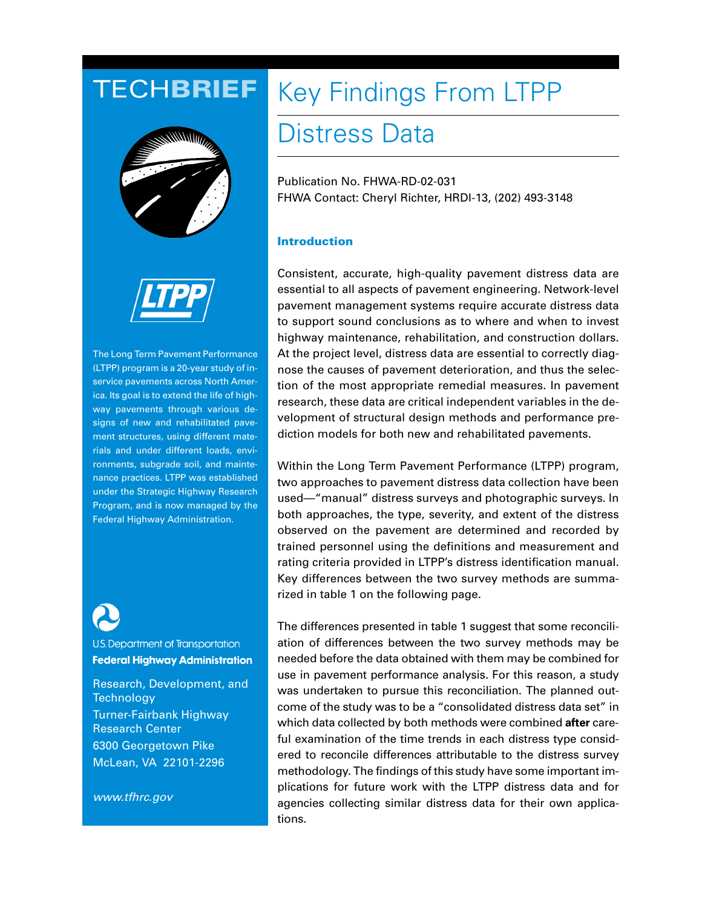# TECHBRIEF

# Key Findings From LTPP Distress Data

Publication No. FHWA-RD-02-031
FHWA Contact: Cheryl Richter, HRDI-13, (202) 493-3148

The Long Term Pavement Performance (LTPP) program is a 20-year study of in-service pavements across North America. Its goal is to extend the life of highway pavements through various designs of new and rehabilitated pavement structures, using different materials and under different loads, environments, subgrade soil, and maintenance practices. LTPP was established under the Strategic Highway Research Program, and is now managed by the Federal Highway Administration.

U.S. Department of Transportation
**Federal Highway Administration**

Research, Development, and Technology
Turner-Fairbank Highway Research Center
6300 Georgetown Pike
McLean, VA 22101-2296

*www.tfhrc.gov*

## Introduction

Consistent, accurate, high-quality pavement distress data are essential to all aspects of pavement engineering. Network-level pavement management systems require accurate distress data to support sound conclusions as to where and when to invest highway maintenance, rehabilitation, and construction dollars. At the project level, distress data are essential to correctly diagnose the causes of pavement deterioration, and thus the selection of the most appropriate remedial measures. In pavement research, these data are critical independent variables in the development of structural design methods and performance prediction models for both new and rehabilitated pavements.

Within the Long Term Pavement Performance (LTPP) program, two approaches to pavement distress data collection have been used—"manual" distress surveys and photographic surveys. In both approaches, the type, severity, and extent of the distress observed on the pavement are determined and recorded by trained personnel using the definitions and measurement and rating criteria provided in LTPP's distress identification manual. Key differences between the two survey methods are summarized in table 1 on the following page.

The differences presented in table 1 suggest that some reconciliation of differences between the two survey methods may be needed before the data obtained with them may be combined for use in pavement performance analysis. For this reason, a study was undertaken to pursue this reconciliation. The planned outcome of the study was to be a "consolidated distress data set" in which data collected by both methods were combined **after** careful examination of the time trends in each distress type considered to reconcile differences attributable to the distress survey methodology. The findings of this study have some important implications for future work with the LTPP distress data and for agencies collecting similar distress data for their own applications.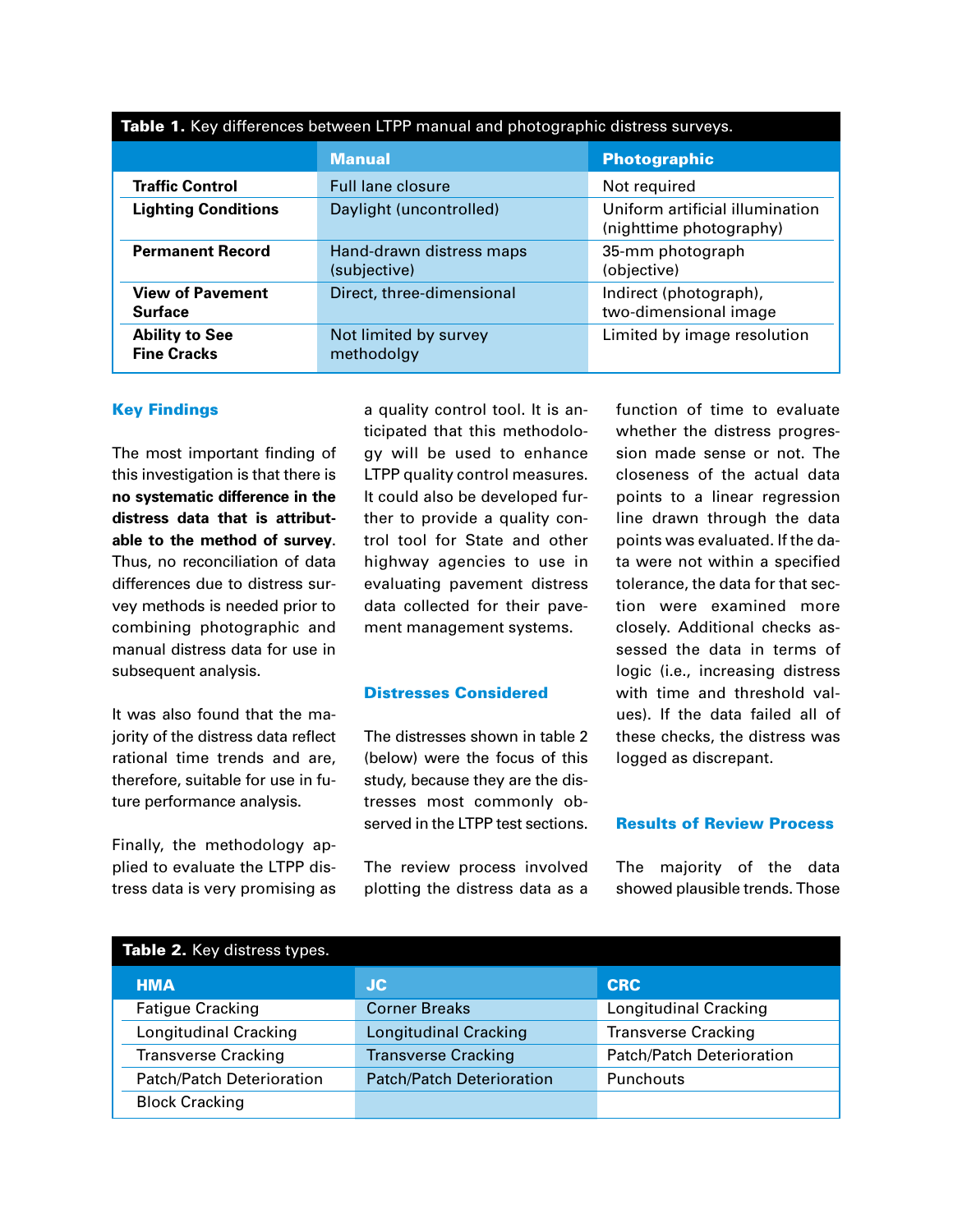**Table 1.** Key differences between LTPP manual and photographic distress surveys.

| | Manual | Photographic |
|---|---|---|
| **Traffic Control** | Full lane closure | Not required |
| **Lighting Conditions** | Daylight (uncontrolled) | Uniform artificial illumination (nighttime photography) |
| **Permanent Record** | Hand-drawn distress maps (subjective) | 35-mm photograph (objective) |
| **View of Pavement Surface** | Direct, three-dimensional | Indirect (photograph), two-dimensional image |
| **Ability to See Fine Cracks** | Not limited by survey methodolgy | Limited by image resolution |

## Key Findings

The most important finding of this investigation is that there is **no systematic difference in the distress data that is attributable to the method of survey**. Thus, no reconciliation of data differences due to distress survey methods is needed prior to combining photographic and manual distress data for use in subsequent analysis.

It was also found that the majority of the distress data reflect rational time trends and are, therefore, suitable for use in future performance analysis.

Finally, the methodology applied to evaluate the LTPP distress data is very promising as a quality control tool. It is anticipated that this methodology will be used to enhance LTPP quality control measures. It could also be developed further to provide a quality control tool for State and other highway agencies to use in evaluating pavement distress data collected for their pavement management systems.

## Distresses Considered

The distresses shown in table 2 (below) were the focus of this study, because they are the distresses most commonly observed in the LTPP test sections.

The review process involved plotting the distress data as a function of time to evaluate whether the distress progression made sense or not. The closeness of the actual data points to a linear regression line drawn through the data points was evaluated. If the data were not within a specified tolerance, the data for that section were examined more closely. Additional checks assessed the data in terms of logic (i.e., increasing distress with time and threshold values). If the data failed all of these checks, the distress was logged as discrepant.

## Results of Review Process

The majority of the data showed plausible trends. Those

**Table 2.** Key distress types.

| HMA | JC | CRC |
|---|---|---|
| Fatigue Cracking | Corner Breaks | Longitudinal Cracking |
| Longitudinal Cracking | Longitudinal Cracking | Transverse Cracking |
| Transverse Cracking | Transverse Cracking | Patch/Patch Deterioration |
| Patch/Patch Deterioration | Patch/Patch Deterioration | Punchouts |
| Block Cracking | | |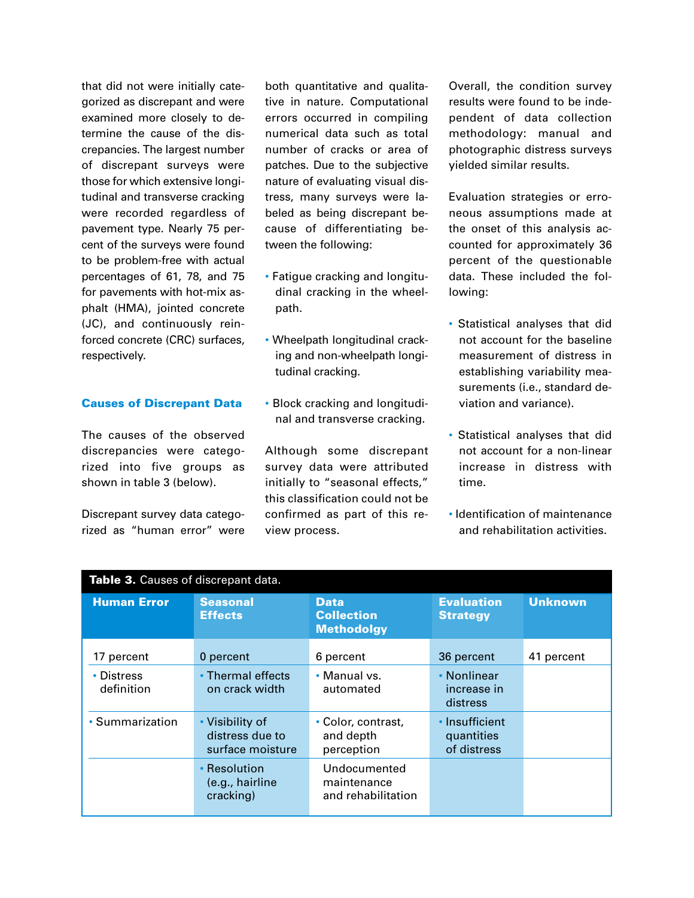that did not were initially categorized as discrepant and were examined more closely to determine the cause of the discrepancies. The largest number of discrepant surveys were those for which extensive longitudinal and transverse cracking were recorded regardless of pavement type. Nearly 75 percent of the surveys were found to be problem-free with actual percentages of 61, 78, and 75 for pavements with hot-mix asphalt (HMA), jointed concrete (JC), and continuously reinforced concrete (CRC) surfaces, respectively.

### Causes of Discrepant Data

The causes of the observed discrepancies were categorized into five groups as shown in table 3 (below).

Discrepant survey data categorized as "human error" were both quantitative and qualitative in nature. Computational errors occurred in compiling numerical data such as total number of cracks or area of patches. Due to the subjective nature of evaluating visual distress, many surveys were labeled as being discrepant because of differentiating between the following:

- Fatigue cracking and longitudinal cracking in the wheelpath.
- Wheelpath longitudinal cracking and non-wheelpath longitudinal cracking.
- Block cracking and longitudinal and transverse cracking.

Although some discrepant survey data were attributed initially to "seasonal effects," this classification could not be confirmed as part of this review process.

Overall, the condition survey results were found to be independent of data collection methodology: manual and photographic distress surveys yielded similar results.

Evaluation strategies or erroneous assumptions made at the onset of this analysis accounted for approximately 36 percent of the questionable data. These included the following:

- Statistical analyses that did not account for the baseline measurement of distress in establishing variability measurements (i.e., standard deviation and variance).
- Statistical analyses that did not account for a non-linear increase in distress with time.
- Identification of maintenance and rehabilitation activities.

**Table 3.** Causes of discrepant data.

| Human Error | Seasonal Effects | Data Collection Methodolgy | Evaluation Strategy | Unknown |
|---|---|---|---|---|
| 17 percent | 0 percent | 6 percent | 36 percent | 41 percent |
| • Distress definition | • Thermal effects on crack width | • Manual vs. automated | • Nonlinear increase in distress | |
| • Summarization | • Visibility of distress due to surface moisture | • Color, contrast, and depth perception | • Insufficient quantities of distress | |
| | • Resolution (e.g., hairline cracking) | Undocumented maintenance and rehabilitation | | |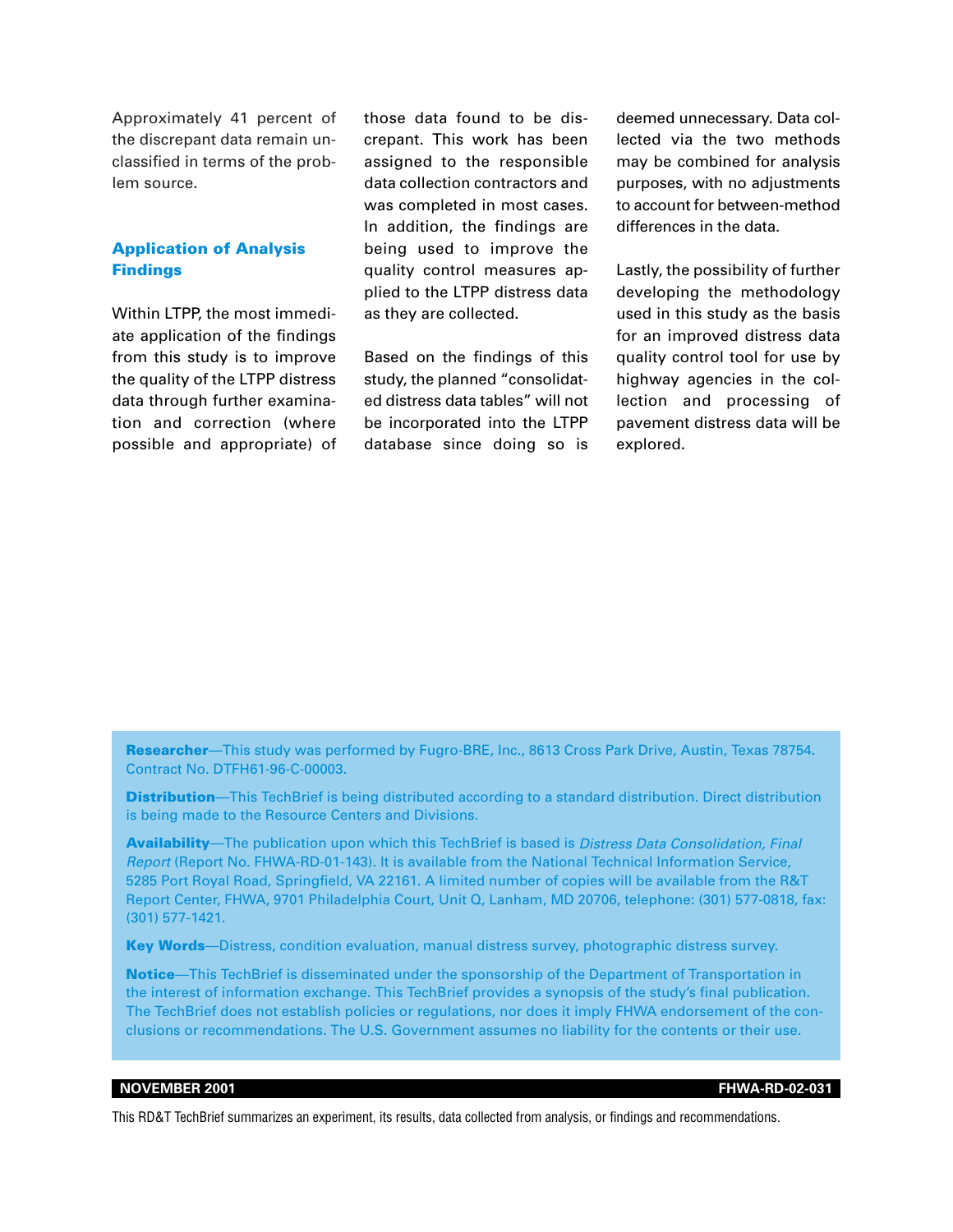Approximately 41 percent of the discrepant data remain unclassified in terms of the problem source.

## Application of Analysis Findings

Within LTPP, the most immediate application of the findings from this study is to improve the quality of the LTPP distress data through further examination and correction (where possible and appropriate) of those data found to be discrepant. This work has been assigned to the responsible data collection contractors and was completed in most cases. In addition, the findings are being used to improve the quality control measures applied to the LTPP distress data as they are collected.

Based on the findings of this study, the planned "consolidated distress data tables" will not be incorporated into the LTPP database since doing so is deemed unnecessary. Data collected via the two methods may be combined for analysis purposes, with no adjustments to account for between-method differences in the data.

Lastly, the possibility of further developing the methodology used in this study as the basis for an improved distress data quality control tool for use by highway agencies in the collection and processing of pavement distress data will be explored.

**Researcher**—This study was performed by Fugro-BRE, Inc., 8613 Cross Park Drive, Austin, Texas 78754. Contract No. DTFH61-96-C-00003.

**Distribution**—This TechBrief is being distributed according to a standard distribution. Direct distribution is being made to the Resource Centers and Divisions.

**Availability**—The publication upon which this TechBrief is based is *Distress Data Consolidation, Final Report* (Report No. FHWA-RD-01-143). It is available from the National Technical Information Service, 5285 Port Royal Road, Springfield, VA 22161. A limited number of copies will be available from the R&T Report Center, FHWA, 9701 Philadelphia Court, Unit Q, Lanham, MD 20706, telephone: (301) 577-0818, fax: (301) 577-1421.

**Key Words**—Distress, condition evaluation, manual distress survey, photographic distress survey.

**Notice**—This TechBrief is disseminated under the sponsorship of the Department of Transportation in the interest of information exchange. This TechBrief provides a synopsis of the study's final publication. The TechBrief does not establish policies or regulations, nor does it imply FHWA endorsement of the conclusions or recommendations. The U.S. Government assumes no liability for the contents or their use.

**NOVEMBER 2001** **FHWA-RD-02-031**

This RD&T TechBrief summarizes an experiment, its results, data collected from analysis, or findings and recommendations.